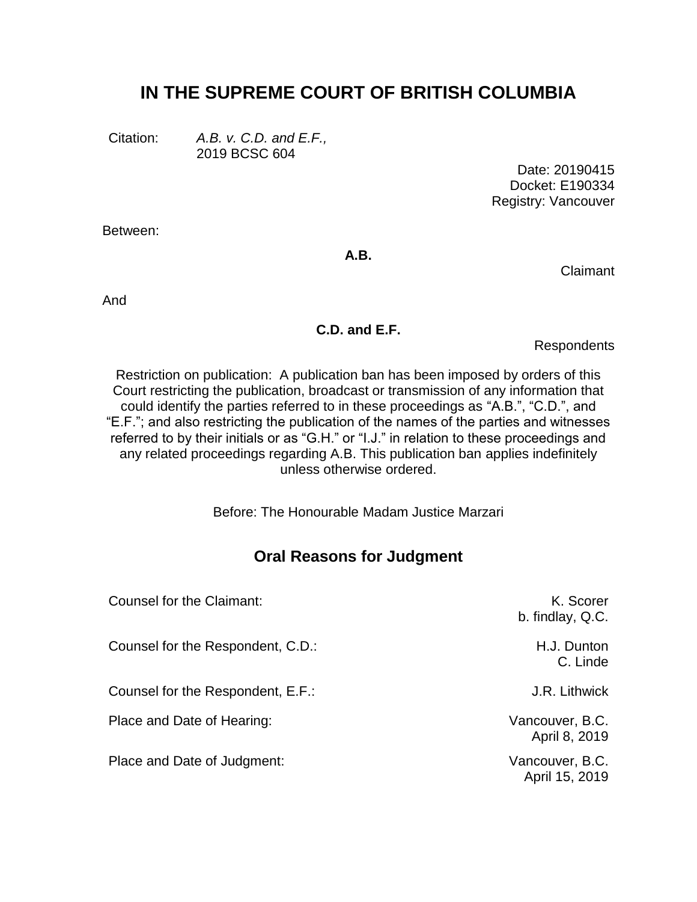# IN THE SUPREME COURT OF BRITISH COLUMBIA

Citation: *A.B. v. C.D. and E.F.,* 2019 BCSC 604

Date: 20190415
Docket: E190334
Registry: Vancouver

Between:

**A.B.**

Claimant

And

**C.D. and E.F.**

Respondents

Restriction on publication: A publication ban has been imposed by orders of this Court restricting the publication, broadcast or transmission of any information that could identify the parties referred to in these proceedings as “A.B.”, “C.D.”, and “E.F.”; and also restricting the publication of the names of the parties and witnesses referred to by their initials or as “G.H.” or “I.J.” in relation to these proceedings and any related proceedings regarding A.B. This publication ban applies indefinitely unless otherwise ordered.

Before: The Honourable Madam Justice Marzari

## Oral Reasons for Judgment

| | |
|---|---|
| Counsel for the Claimant: | K. Scorer<br>b. findlay, Q.C. |
| Counsel for the Respondent, C.D.: | H.J. Dunton<br>C. Linde |
| Counsel for the Respondent, E.F.: | J.R. Lithwick |
| Place and Date of Hearing: | Vancouver, B.C.<br>April 8, 2019 |
| Place and Date of Judgment: | Vancouver, B.C.<br>April 15, 2019 |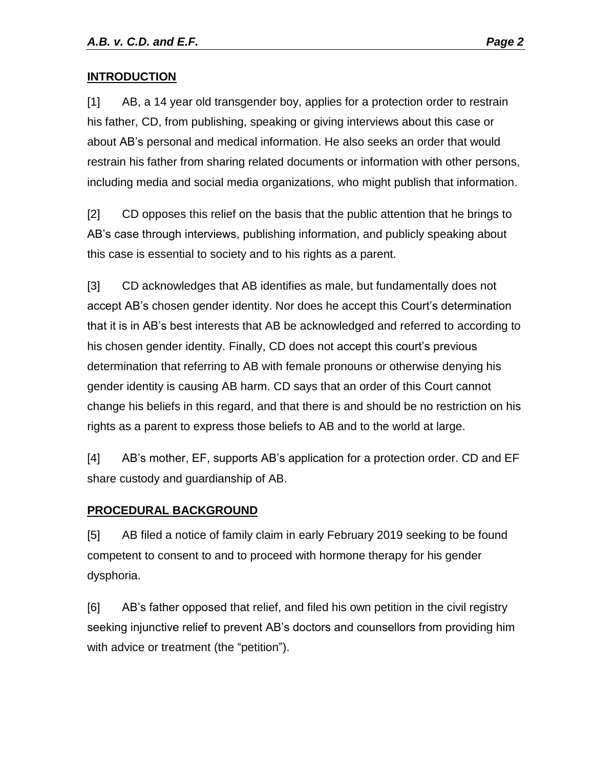## INTRODUCTION

[1] AB, a 14 year old transgender boy, applies for a protection order to restrain his father, CD, from publishing, speaking or giving interviews about this case or about AB's personal and medical information. He also seeks an order that would restrain his father from sharing related documents or information with other persons, including media and social media organizations, who might publish that information.

[2] CD opposes this relief on the basis that the public attention that he brings to AB's case through interviews, publishing information, and publicly speaking about this case is essential to society and to his rights as a parent.

[3] CD acknowledges that AB identifies as male, but fundamentally does not accept AB's chosen gender identity. Nor does he accept this Court's determination that it is in AB's best interests that AB be acknowledged and referred to according to his chosen gender identity. Finally, CD does not accept this court's previous determination that referring to AB with female pronouns or otherwise denying his gender identity is causing AB harm. CD says that an order of this Court cannot change his beliefs in this regard, and that there is and should be no restriction on his rights as a parent to express those beliefs to AB and to the world at large.

[4] AB's mother, EF, supports AB's application for a protection order. CD and EF share custody and guardianship of AB.

## PROCEDURAL BACKGROUND

[5] AB filed a notice of family claim in early February 2019 seeking to be found competent to consent to and to proceed with hormone therapy for his gender dysphoria.

[6] AB's father opposed that relief, and filed his own petition in the civil registry seeking injunctive relief to prevent AB's doctors and counsellors from providing him with advice or treatment (the "petition").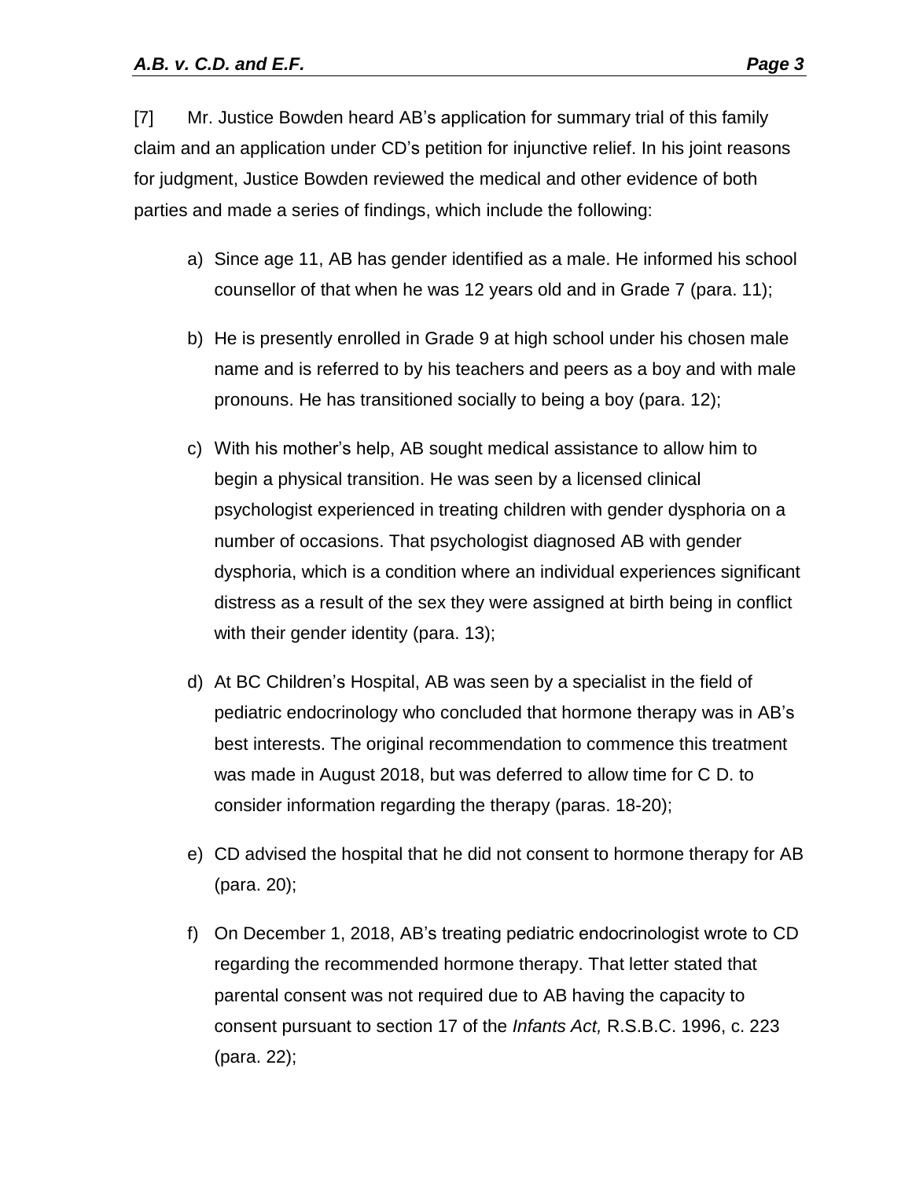[7] Mr. Justice Bowden heard AB’s application for summary trial of this family claim and an application under CD’s petition for injunctive relief. In his joint reasons for judgment, Justice Bowden reviewed the medical and other evidence of both parties and made a series of findings, which include the following:

a) Since age 11, AB has gender identified as a male. He informed his school counsellor of that when he was 12 years old and in Grade 7 (para. 11);

b) He is presently enrolled in Grade 9 at high school under his chosen male name and is referred to by his teachers and peers as a boy and with male pronouns. He has transitioned socially to being a boy (para. 12);

c) With his mother’s help, AB sought medical assistance to allow him to begin a physical transition. He was seen by a licensed clinical psychologist experienced in treating children with gender dysphoria on a number of occasions. That psychologist diagnosed AB with gender dysphoria, which is a condition where an individual experiences significant distress as a result of the sex they were assigned at birth being in conflict with their gender identity (para. 13);

d) At BC Children’s Hospital, AB was seen by a specialist in the field of pediatric endocrinology who concluded that hormone therapy was in AB’s best interests. The original recommendation to commence this treatment was made in August 2018, but was deferred to allow time for C D. to consider information regarding the therapy (paras. 18-20);

e) CD advised the hospital that he did not consent to hormone therapy for AB (para. 20);

f) On December 1, 2018, AB’s treating pediatric endocrinologist wrote to CD regarding the recommended hormone therapy. That letter stated that parental consent was not required due to AB having the capacity to consent pursuant to section 17 of the *Infants Act,* R.S.B.C. 1996, c. 223 (para. 22);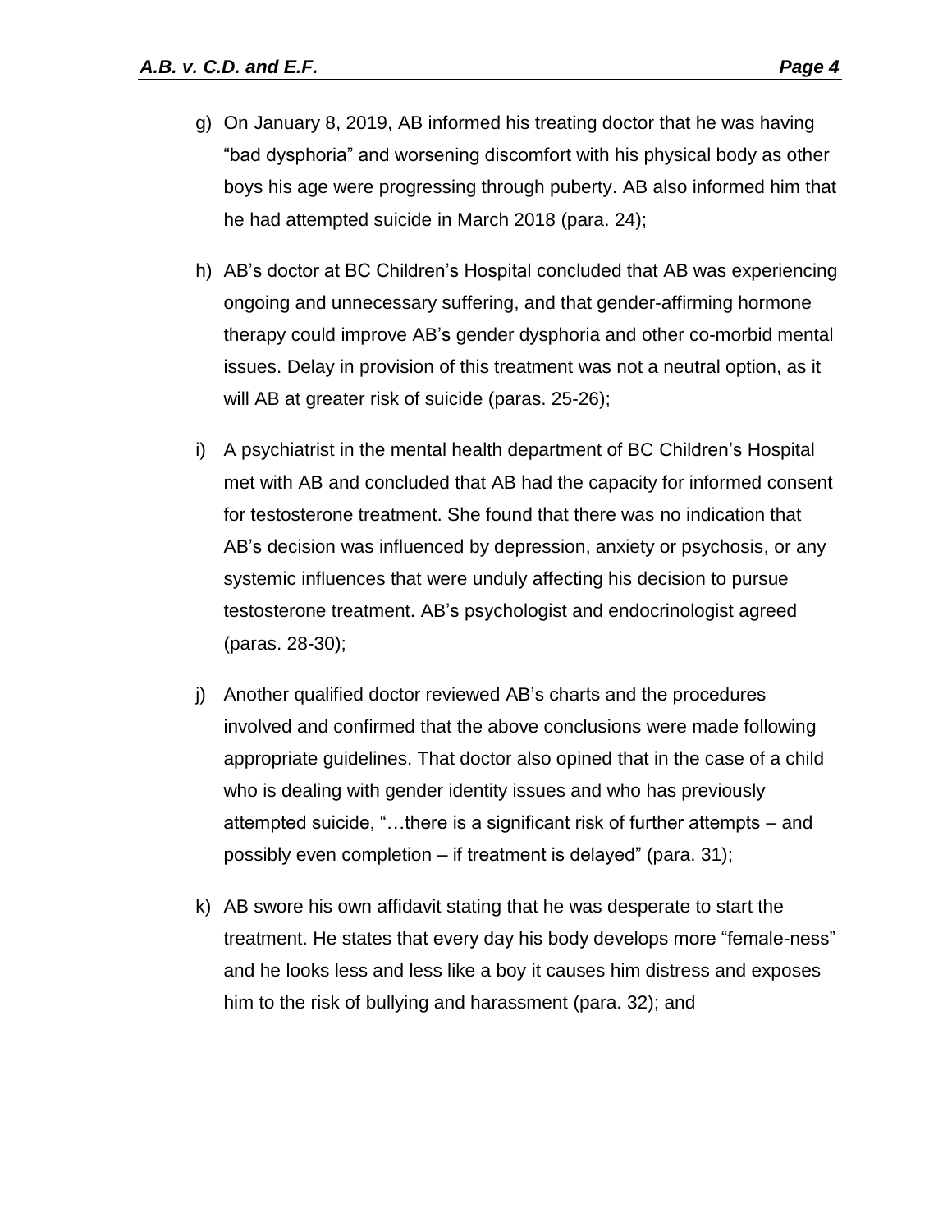g) On January 8, 2019, AB informed his treating doctor that he was having "bad dysphoria" and worsening discomfort with his physical body as other boys his age were progressing through puberty. AB also informed him that he had attempted suicide in March 2018 (para. 24);

h) AB's doctor at BC Children's Hospital concluded that AB was experiencing ongoing and unnecessary suffering, and that gender-affirming hormone therapy could improve AB's gender dysphoria and other co-morbid mental issues. Delay in provision of this treatment was not a neutral option, as it will AB at greater risk of suicide (paras. 25-26);

i) A psychiatrist in the mental health department of BC Children's Hospital met with AB and concluded that AB had the capacity for informed consent for testosterone treatment. She found that there was no indication that AB's decision was influenced by depression, anxiety or psychosis, or any systemic influences that were unduly affecting his decision to pursue testosterone treatment. AB's psychologist and endocrinologist agreed (paras. 28-30);

j) Another qualified doctor reviewed AB's charts and the procedures involved and confirmed that the above conclusions were made following appropriate guidelines. That doctor also opined that in the case of a child who is dealing with gender identity issues and who has previously attempted suicide, "…there is a significant risk of further attempts – and possibly even completion – if treatment is delayed" (para. 31);

k) AB swore his own affidavit stating that he was desperate to start the treatment. He states that every day his body develops more "female-ness" and he looks less and less like a boy it causes him distress and exposes him to the risk of bullying and harassment (para. 32); and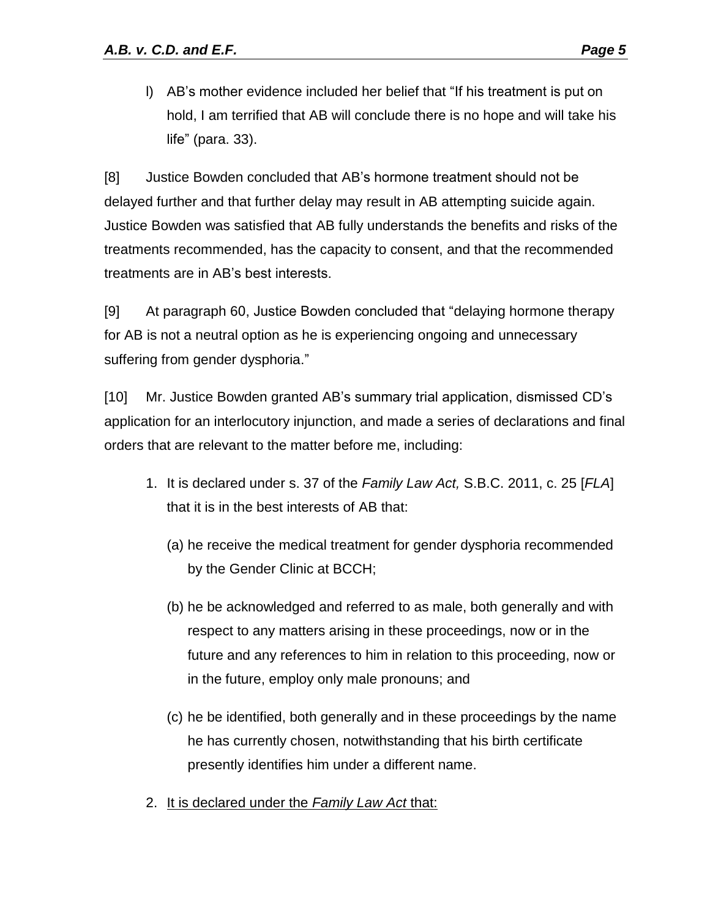l) AB's mother evidence included her belief that "If his treatment is put on hold, I am terrified that AB will conclude there is no hope and will take his life" (para. 33).

[8] Justice Bowden concluded that AB's hormone treatment should not be delayed further and that further delay may result in AB attempting suicide again. Justice Bowden was satisfied that AB fully understands the benefits and risks of the treatments recommended, has the capacity to consent, and that the recommended treatments are in AB's best interests.

[9] At paragraph 60, Justice Bowden concluded that "delaying hormone therapy for AB is not a neutral option as he is experiencing ongoing and unnecessary suffering from gender dysphoria."

[10] Mr. Justice Bowden granted AB's summary trial application, dismissed CD's application for an interlocutory injunction, and made a series of declarations and final orders that are relevant to the matter before me, including:

1. It is declared under s. 37 of the *Family Law Act,* S.B.C. 2011, c. 25 [*FLA*] that it is in the best interests of AB that:

   (a) he receive the medical treatment for gender dysphoria recommended by the Gender Clinic at BCCH;

   (b) he be acknowledged and referred to as male, both generally and with respect to any matters arising in these proceedings, now or in the future and any references to him in relation to this proceeding, now or in the future, employ only male pronouns; and

   (c) he be identified, both generally and in these proceedings by the name he has currently chosen, notwithstanding that his birth certificate presently identifies him under a different name.

2. <u>It is declared under the *Family Law Act* that:</u>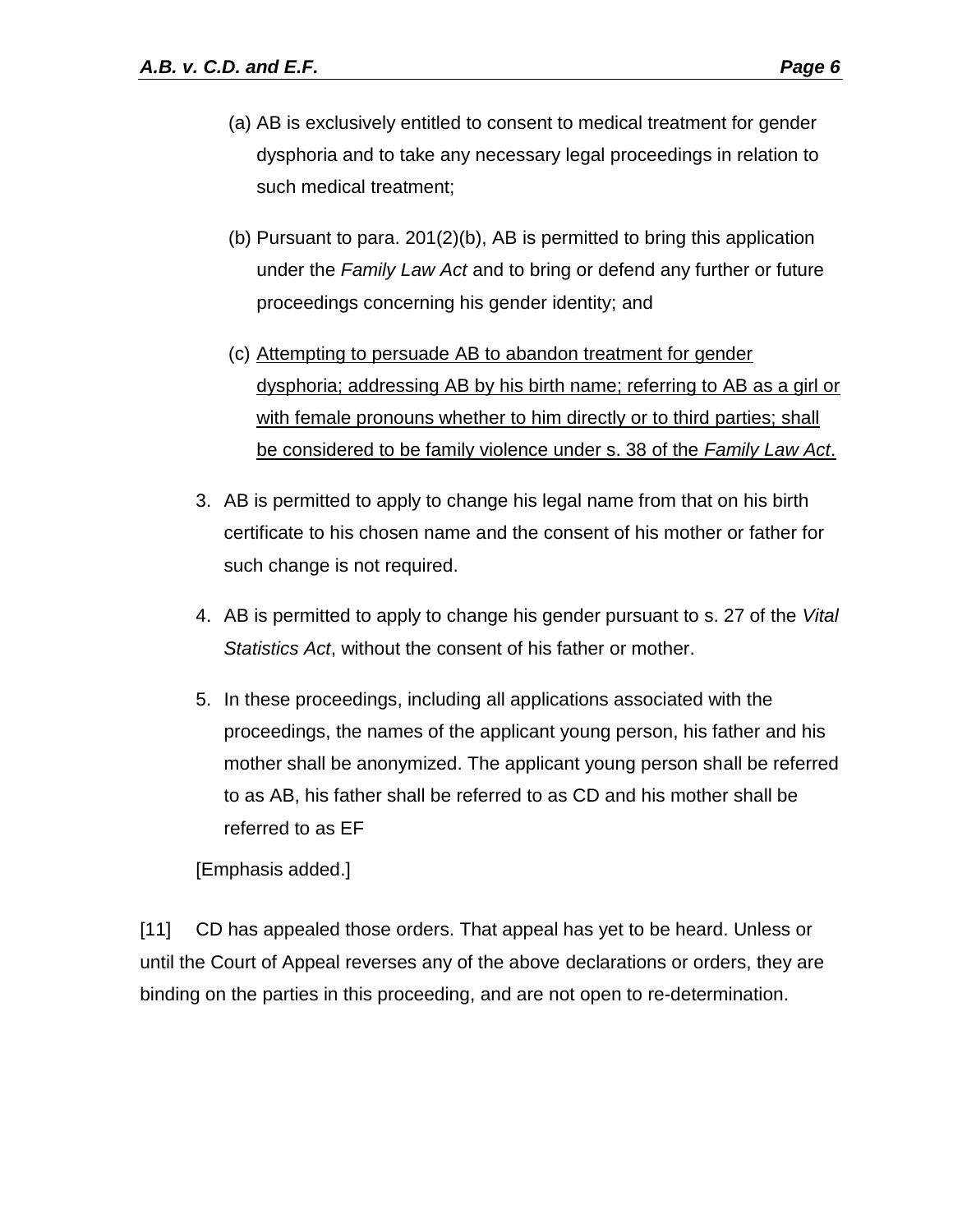(a) AB is exclusively entitled to consent to medical treatment for gender dysphoria and to take any necessary legal proceedings in relation to such medical treatment;

(b) Pursuant to para. 201(2)(b), AB is permitted to bring this application under the *Family Law Act* and to bring or defend any further or future proceedings concerning his gender identity; and

(c) <u>Attempting to persuade AB to abandon treatment for gender dysphoria; addressing AB by his birth name; referring to AB as a girl or with female pronouns whether to him directly or to third parties; shall be considered to be family violence under s. 38 of the *Family Law Act*.</u>

3. AB is permitted to apply to change his legal name from that on his birth certificate to his chosen name and the consent of his mother or father for such change is not required.

4. AB is permitted to apply to change his gender pursuant to s. 27 of the *Vital Statistics Act*, without the consent of his father or mother.

5. In these proceedings, including all applications associated with the proceedings, the names of the applicant young person, his father and his mother shall be anonymized. The applicant young person shall be referred to as AB, his father shall be referred to as CD and his mother shall be referred to as EF

[Emphasis added.]

[11] CD has appealed those orders. That appeal has yet to be heard. Unless or until the Court of Appeal reverses any of the above declarations or orders, they are binding on the parties in this proceeding, and are not open to re-determination.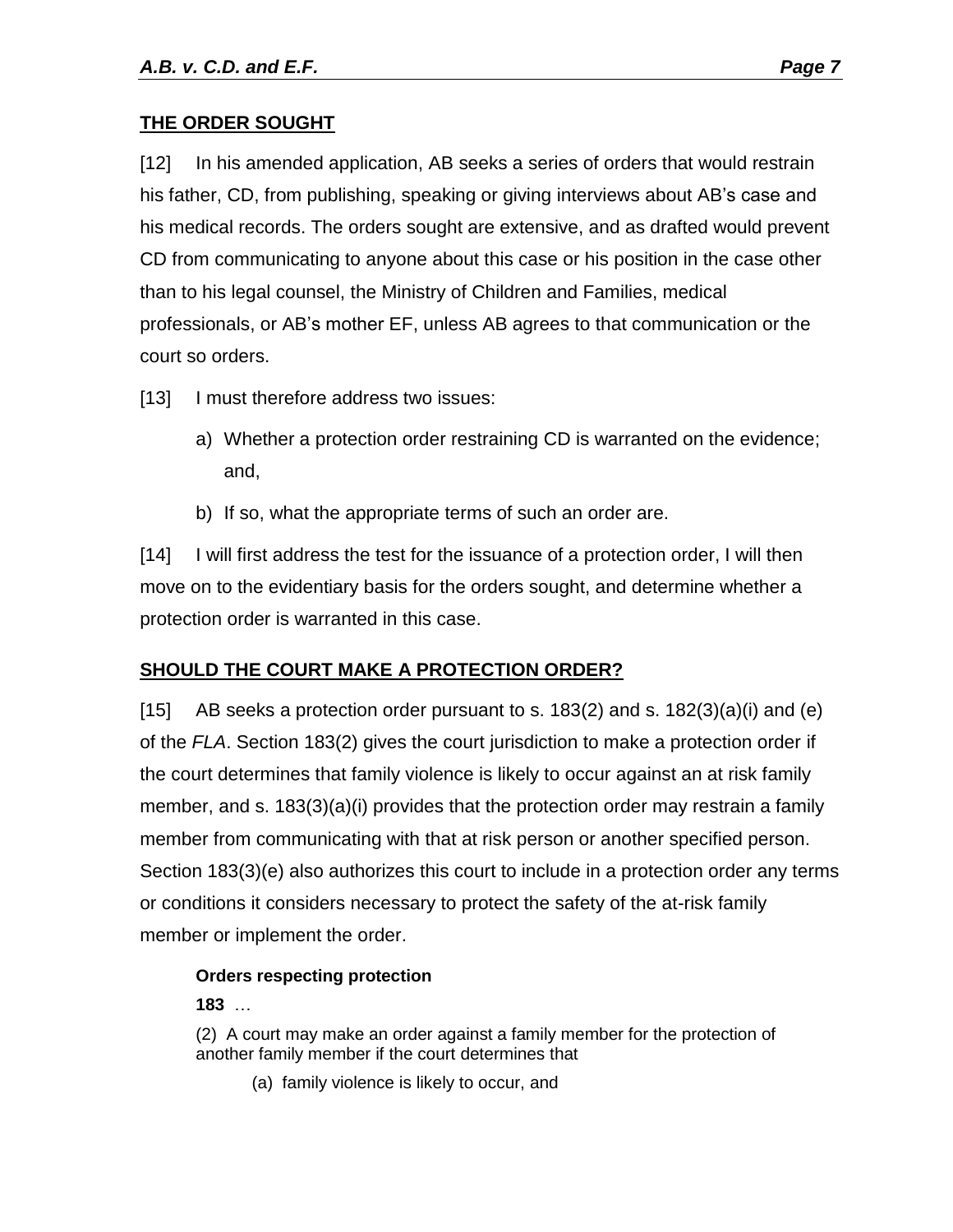## THE ORDER SOUGHT

[12] In his amended application, AB seeks a series of orders that would restrain his father, CD, from publishing, speaking or giving interviews about AB's case and his medical records. The orders sought are extensive, and as drafted would prevent CD from communicating to anyone about this case or his position in the case other than to his legal counsel, the Ministry of Children and Families, medical professionals, or AB's mother EF, unless AB agrees to that communication or the court so orders.

[13] I must therefore address two issues:

a) Whether a protection order restraining CD is warranted on the evidence; and,

b) If so, what the appropriate terms of such an order are.

[14] I will first address the test for the issuance of a protection order, I will then move on to the evidentiary basis for the orders sought, and determine whether a protection order is warranted in this case.

## SHOULD THE COURT MAKE A PROTECTION ORDER?

[15] AB seeks a protection order pursuant to s. 183(2) and s. 182(3)(a)(i) and (e) of the *FLA*. Section 183(2) gives the court jurisdiction to make a protection order if the court determines that family violence is likely to occur against an at risk family member, and s. 183(3)(a)(i) provides that the protection order may restrain a family member from communicating with that at risk person or another specified person. Section 183(3)(e) also authorizes this court to include in a protection order any terms or conditions it considers necessary to protect the safety of the at-risk family member or implement the order.

> **Orders respecting protection**
>
> **183** …
>
> (2) A court may make an order against a family member for the protection of another family member if the court determines that
>
> (a) family violence is likely to occur, and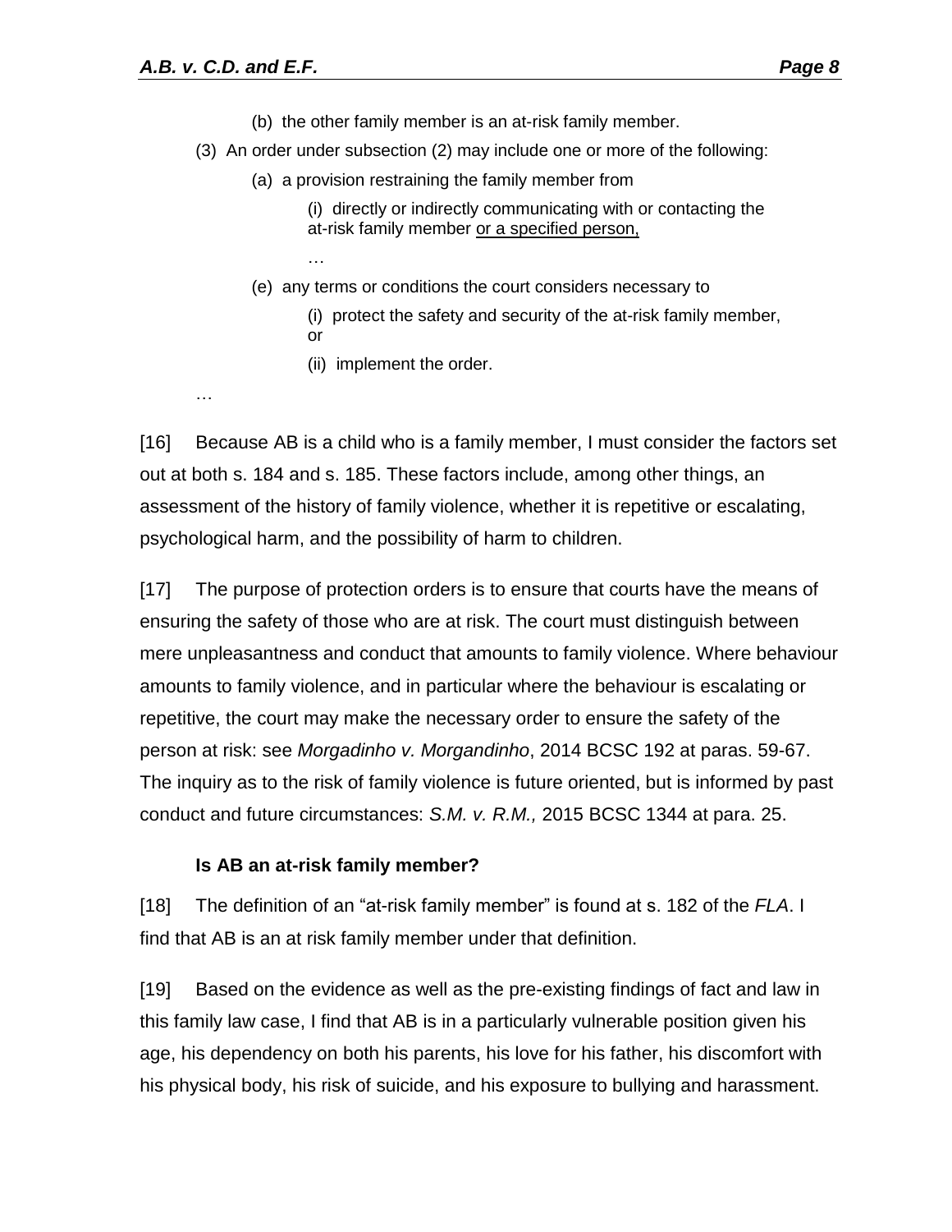(b) the other family member is an at-risk family member.

(3) An order under subsection (2) may include one or more of the following:

(a) a provision restraining the family member from

(i) directly or indirectly communicating with or contacting the at-risk family member <u>or a specified person,</u>

…

(e) any terms or conditions the court considers necessary to

(i) protect the safety and security of the at-risk family member, or

(ii) implement the order.

…

[16] Because AB is a child who is a family member, I must consider the factors set out at both s. 184 and s. 185. These factors include, among other things, an assessment of the history of family violence, whether it is repetitive or escalating, psychological harm, and the possibility of harm to children.

[17] The purpose of protection orders is to ensure that courts have the means of ensuring the safety of those who are at risk. The court must distinguish between mere unpleasantness and conduct that amounts to family violence. Where behaviour amounts to family violence, and in particular where the behaviour is escalating or repetitive, the court may make the necessary order to ensure the safety of the person at risk: see *Morgadinho v. Morgandinho*, 2014 BCSC 192 at paras. 59-67. The inquiry as to the risk of family violence is future oriented, but is informed by past conduct and future circumstances: *S.M. v. R.M.,* 2015 BCSC 1344 at para. 25.

### Is AB an at-risk family member?

[18] The definition of an "at-risk family member" is found at s. 182 of the *FLA*. I find that AB is an at risk family member under that definition.

[19] Based on the evidence as well as the pre-existing findings of fact and law in this family law case, I find that AB is in a particularly vulnerable position given his age, his dependency on both his parents, his love for his father, his discomfort with his physical body, his risk of suicide, and his exposure to bullying and harassment.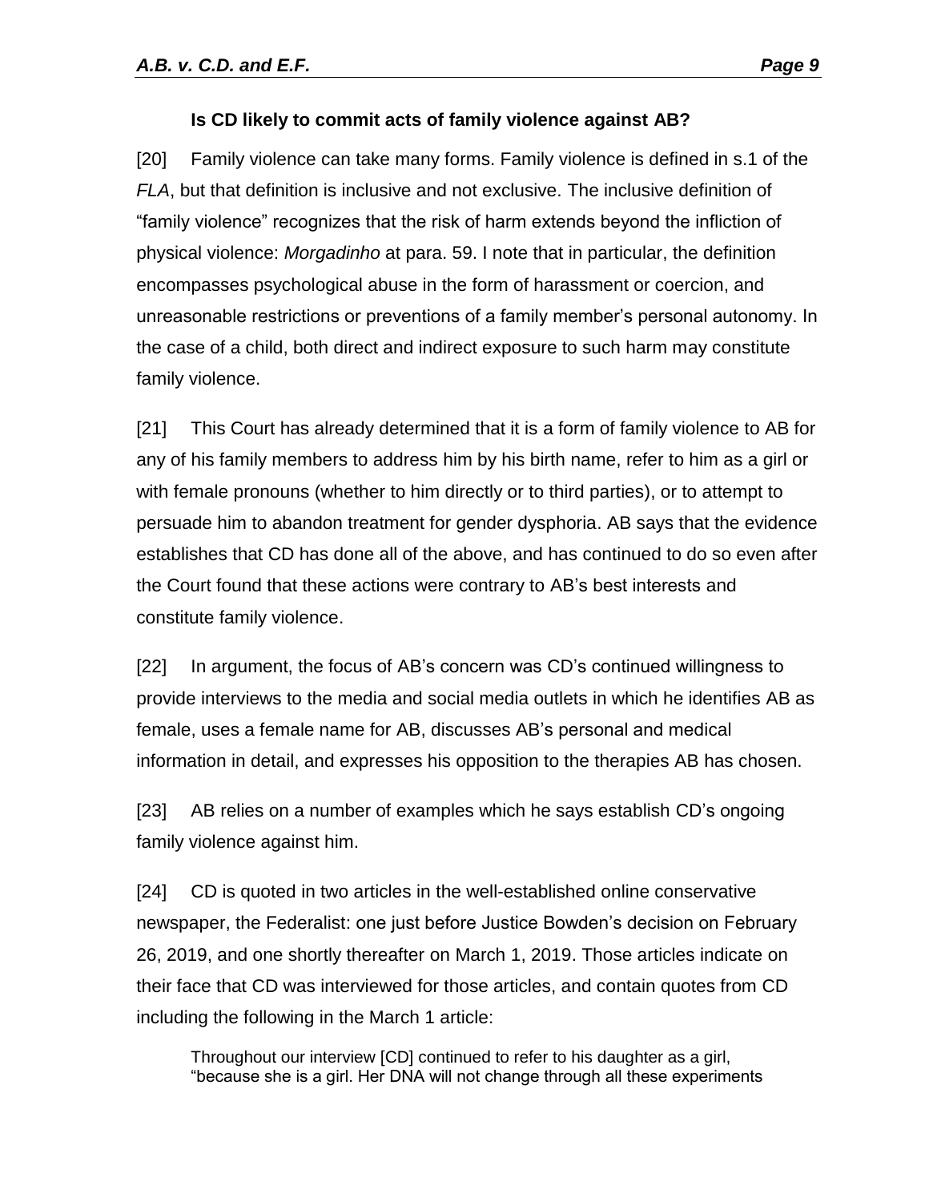### Is CD likely to commit acts of family violence against AB?

[20] Family violence can take many forms. Family violence is defined in s.1 of the *FLA*, but that definition is inclusive and not exclusive. The inclusive definition of "family violence" recognizes that the risk of harm extends beyond the infliction of physical violence: *Morgadinho* at para. 59. I note that in particular, the definition encompasses psychological abuse in the form of harassment or coercion, and unreasonable restrictions or preventions of a family member's personal autonomy. In the case of a child, both direct and indirect exposure to such harm may constitute family violence.

[21] This Court has already determined that it is a form of family violence to AB for any of his family members to address him by his birth name, refer to him as a girl or with female pronouns (whether to him directly or to third parties), or to attempt to persuade him to abandon treatment for gender dysphoria. AB says that the evidence establishes that CD has done all of the above, and has continued to do so even after the Court found that these actions were contrary to AB's best interests and constitute family violence.

[22] In argument, the focus of AB's concern was CD's continued willingness to provide interviews to the media and social media outlets in which he identifies AB as female, uses a female name for AB, discusses AB's personal and medical information in detail, and expresses his opposition to the therapies AB has chosen.

[23] AB relies on a number of examples which he says establish CD's ongoing family violence against him.

[24] CD is quoted in two articles in the well-established online conservative newspaper, the Federalist: one just before Justice Bowden's decision on February 26, 2019, and one shortly thereafter on March 1, 2019. Those articles indicate on their face that CD was interviewed for those articles, and contain quotes from CD including the following in the March 1 article:

> Throughout our interview [CD] continued to refer to his daughter as a girl, "because she is a girl. Her DNA will not change through all these experiments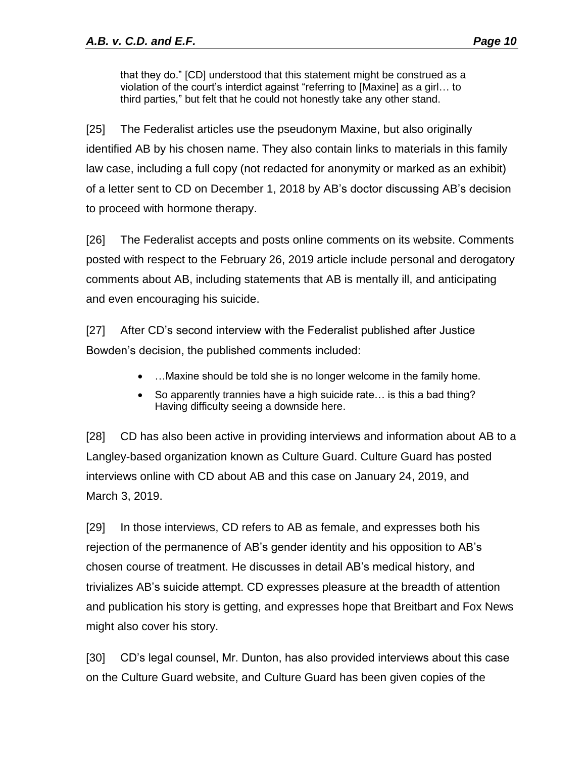that they do." [CD] understood that this statement might be construed as a violation of the court's interdict against "referring to [Maxine] as a girl… to third parties," but felt that he could not honestly take any other stand.

[25] The Federalist articles use the pseudonym Maxine, but also originally identified AB by his chosen name. They also contain links to materials in this family law case, including a full copy (not redacted for anonymity or marked as an exhibit) of a letter sent to CD on December 1, 2018 by AB's doctor discussing AB's decision to proceed with hormone therapy.

[26] The Federalist accepts and posts online comments on its website. Comments posted with respect to the February 26, 2019 article include personal and derogatory comments about AB, including statements that AB is mentally ill, and anticipating and even encouraging his suicide.

[27] After CD's second interview with the Federalist published after Justice Bowden's decision, the published comments included:

- …Maxine should be told she is no longer welcome in the family home.
- So apparently trannies have a high suicide rate… is this a bad thing? Having difficulty seeing a downside here.

[28] CD has also been active in providing interviews and information about AB to a Langley-based organization known as Culture Guard. Culture Guard has posted interviews online with CD about AB and this case on January 24, 2019, and March 3, 2019.

[29] In those interviews, CD refers to AB as female, and expresses both his rejection of the permanence of AB's gender identity and his opposition to AB's chosen course of treatment. He discusses in detail AB's medical history, and trivializes AB's suicide attempt. CD expresses pleasure at the breadth of attention and publication his story is getting, and expresses hope that Breitbart and Fox News might also cover his story.

[30] CD's legal counsel, Mr. Dunton, has also provided interviews about this case on the Culture Guard website, and Culture Guard has been given copies of the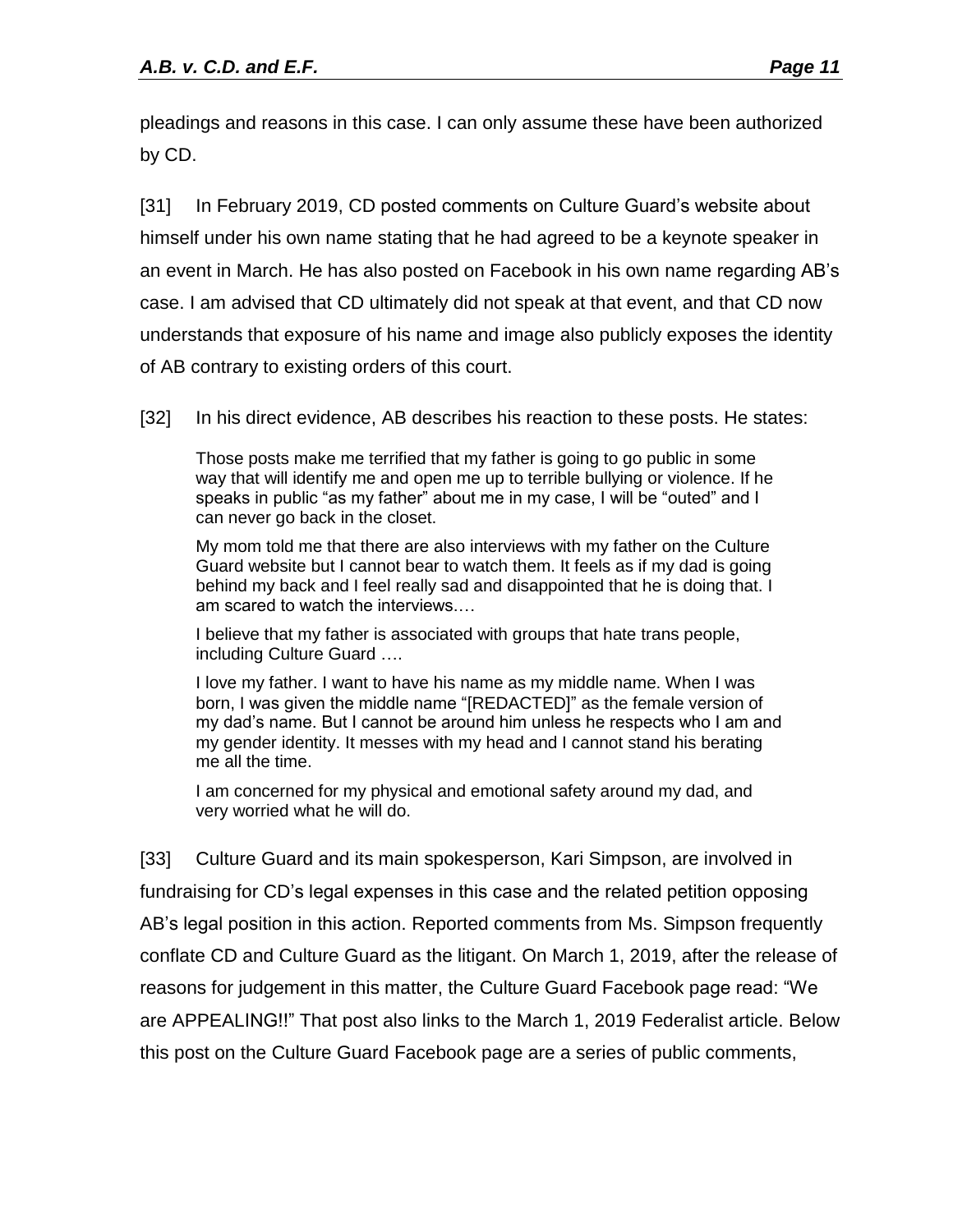pleadings and reasons in this case. I can only assume these have been authorized by CD.

[31] In February 2019, CD posted comments on Culture Guard's website about himself under his own name stating that he had agreed to be a keynote speaker in an event in March. He has also posted on Facebook in his own name regarding AB's case. I am advised that CD ultimately did not speak at that event, and that CD now understands that exposure of his name and image also publicly exposes the identity of AB contrary to existing orders of this court.

[32] In his direct evidence, AB describes his reaction to these posts. He states:

> Those posts make me terrified that my father is going to go public in some way that will identify me and open me up to terrible bullying or violence. If he speaks in public "as my father" about me in my case, I will be "outed" and I can never go back in the closet.
>
> My mom told me that there are also interviews with my father on the Culture Guard website but I cannot bear to watch them. It feels as if my dad is going behind my back and I feel really sad and disappointed that he is doing that. I am scared to watch the interviews.…
>
> I believe that my father is associated with groups that hate trans people, including Culture Guard ….
>
> I love my father. I want to have his name as my middle name. When I was born, I was given the middle name "[REDACTED]" as the female version of my dad's name. But I cannot be around him unless he respects who I am and my gender identity. It messes with my head and I cannot stand his berating me all the time.
>
> I am concerned for my physical and emotional safety around my dad, and very worried what he will do.

[33] Culture Guard and its main spokesperson, Kari Simpson, are involved in fundraising for CD's legal expenses in this case and the related petition opposing AB's legal position in this action. Reported comments from Ms. Simpson frequently conflate CD and Culture Guard as the litigant. On March 1, 2019, after the release of reasons for judgement in this matter, the Culture Guard Facebook page read: "We are APPEALING!!" That post also links to the March 1, 2019 Federalist article. Below this post on the Culture Guard Facebook page are a series of public comments,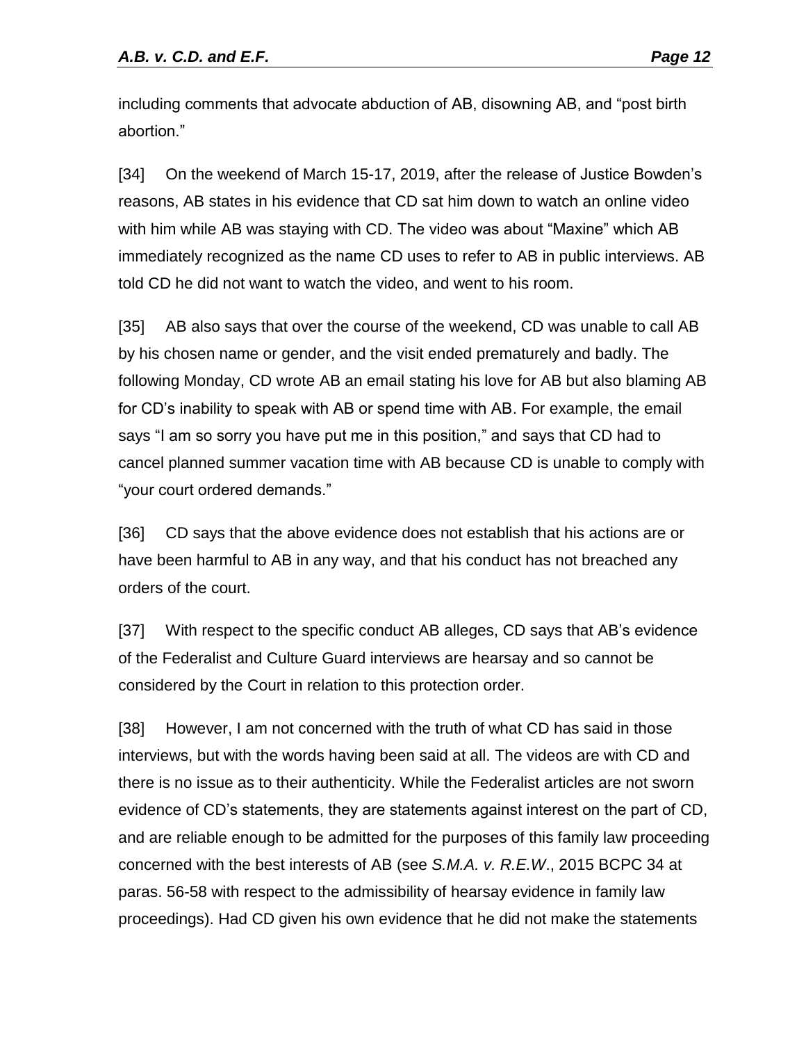including comments that advocate abduction of AB, disowning AB, and "post birth abortion."

[34] On the weekend of March 15-17, 2019, after the release of Justice Bowden's reasons, AB states in his evidence that CD sat him down to watch an online video with him while AB was staying with CD. The video was about "Maxine" which AB immediately recognized as the name CD uses to refer to AB in public interviews. AB told CD he did not want to watch the video, and went to his room.

[35] AB also says that over the course of the weekend, CD was unable to call AB by his chosen name or gender, and the visit ended prematurely and badly. The following Monday, CD wrote AB an email stating his love for AB but also blaming AB for CD's inability to speak with AB or spend time with AB. For example, the email says "I am so sorry you have put me in this position," and says that CD had to cancel planned summer vacation time with AB because CD is unable to comply with "your court ordered demands."

[36] CD says that the above evidence does not establish that his actions are or have been harmful to AB in any way, and that his conduct has not breached any orders of the court.

[37] With respect to the specific conduct AB alleges, CD says that AB's evidence of the Federalist and Culture Guard interviews are hearsay and so cannot be considered by the Court in relation to this protection order.

[38] However, I am not concerned with the truth of what CD has said in those interviews, but with the words having been said at all. The videos are with CD and there is no issue as to their authenticity. While the Federalist articles are not sworn evidence of CD's statements, they are statements against interest on the part of CD, and are reliable enough to be admitted for the purposes of this family law proceeding concerned with the best interests of AB (see *S.M.A. v. R.E.W*., 2015 BCPC 34 at paras. 56-58 with respect to the admissibility of hearsay evidence in family law proceedings). Had CD given his own evidence that he did not make the statements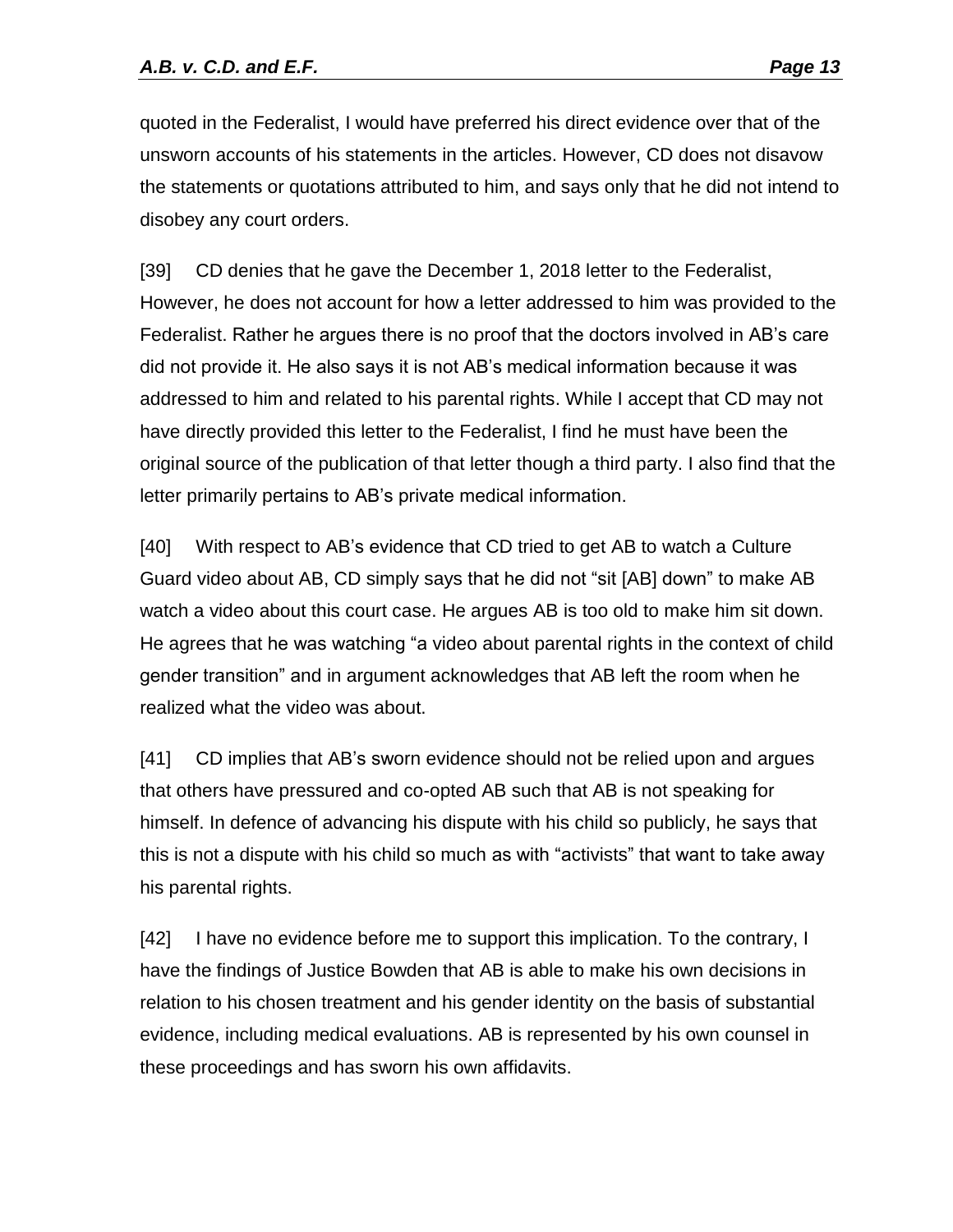quoted in the Federalist, I would have preferred his direct evidence over that of the unsworn accounts of his statements in the articles. However, CD does not disavow the statements or quotations attributed to him, and says only that he did not intend to disobey any court orders.

[39] CD denies that he gave the December 1, 2018 letter to the Federalist, However, he does not account for how a letter addressed to him was provided to the Federalist. Rather he argues there is no proof that the doctors involved in AB's care did not provide it. He also says it is not AB's medical information because it was addressed to him and related to his parental rights. While I accept that CD may not have directly provided this letter to the Federalist, I find he must have been the original source of the publication of that letter though a third party. I also find that the letter primarily pertains to AB's private medical information.

[40] With respect to AB's evidence that CD tried to get AB to watch a Culture Guard video about AB, CD simply says that he did not "sit [AB] down" to make AB watch a video about this court case. He argues AB is too old to make him sit down. He agrees that he was watching "a video about parental rights in the context of child gender transition" and in argument acknowledges that AB left the room when he realized what the video was about.

[41] CD implies that AB's sworn evidence should not be relied upon and argues that others have pressured and co-opted AB such that AB is not speaking for himself. In defence of advancing his dispute with his child so publicly, he says that this is not a dispute with his child so much as with "activists" that want to take away his parental rights.

[42] I have no evidence before me to support this implication. To the contrary, I have the findings of Justice Bowden that AB is able to make his own decisions in relation to his chosen treatment and his gender identity on the basis of substantial evidence, including medical evaluations. AB is represented by his own counsel in these proceedings and has sworn his own affidavits.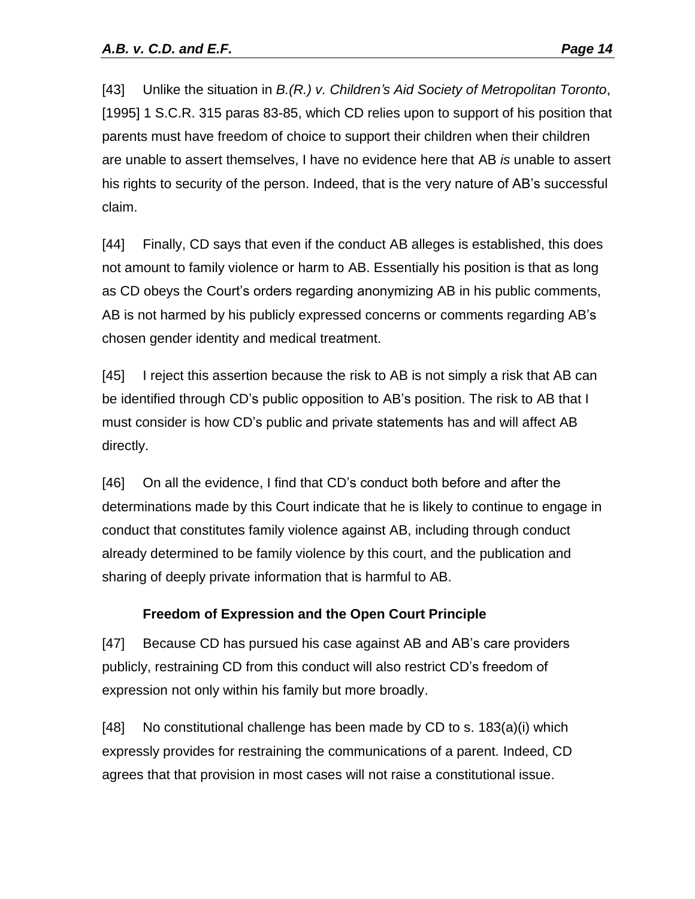[43] Unlike the situation in *B.(R.) v. Children's Aid Society of Metropolitan Toronto*, [1995] 1 S.C.R. 315 paras 83-85, which CD relies upon to support of his position that parents must have freedom of choice to support their children when their children are unable to assert themselves, I have no evidence here that AB *is* unable to assert his rights to security of the person. Indeed, that is the very nature of AB's successful claim.

[44] Finally, CD says that even if the conduct AB alleges is established, this does not amount to family violence or harm to AB. Essentially his position is that as long as CD obeys the Court's orders regarding anonymizing AB in his public comments, AB is not harmed by his publicly expressed concerns or comments regarding AB's chosen gender identity and medical treatment.

[45] I reject this assertion because the risk to AB is not simply a risk that AB can be identified through CD's public opposition to AB's position. The risk to AB that I must consider is how CD's public and private statements has and will affect AB directly.

[46] On all the evidence, I find that CD's conduct both before and after the determinations made by this Court indicate that he is likely to continue to engage in conduct that constitutes family violence against AB, including through conduct already determined to be family violence by this court, and the publication and sharing of deeply private information that is harmful to AB.

### Freedom of Expression and the Open Court Principle

[47] Because CD has pursued his case against AB and AB's care providers publicly, restraining CD from this conduct will also restrict CD's freedom of expression not only within his family but more broadly.

[48] No constitutional challenge has been made by CD to s. 183(a)(i) which expressly provides for restraining the communications of a parent. Indeed, CD agrees that that provision in most cases will not raise a constitutional issue.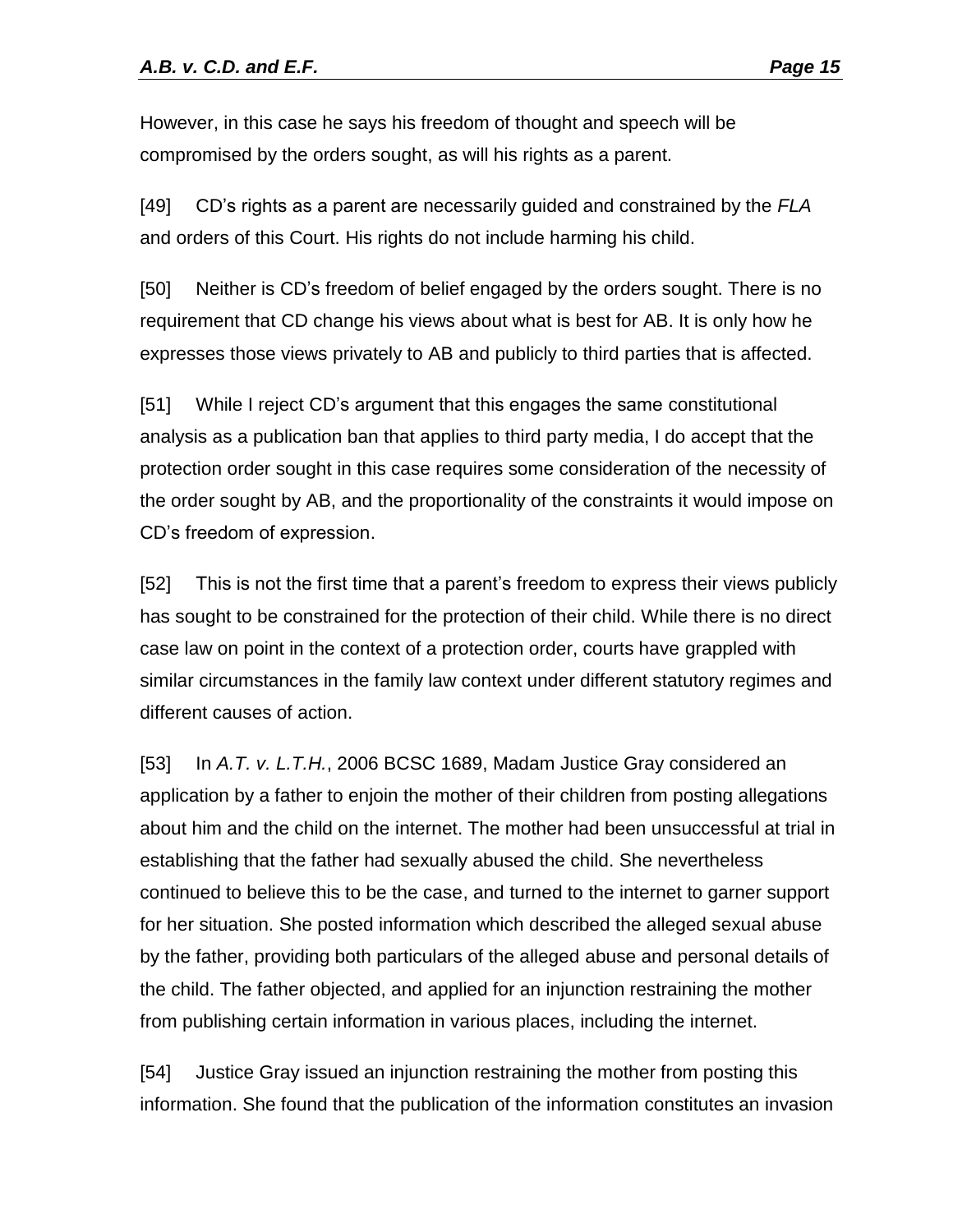However, in this case he says his freedom of thought and speech will be compromised by the orders sought, as will his rights as a parent.

[49] CD's rights as a parent are necessarily guided and constrained by the *FLA* and orders of this Court. His rights do not include harming his child.

[50] Neither is CD's freedom of belief engaged by the orders sought. There is no requirement that CD change his views about what is best for AB. It is only how he expresses those views privately to AB and publicly to third parties that is affected.

[51] While I reject CD's argument that this engages the same constitutional analysis as a publication ban that applies to third party media, I do accept that the protection order sought in this case requires some consideration of the necessity of the order sought by AB, and the proportionality of the constraints it would impose on CD's freedom of expression.

[52] This is not the first time that a parent's freedom to express their views publicly has sought to be constrained for the protection of their child. While there is no direct case law on point in the context of a protection order, courts have grappled with similar circumstances in the family law context under different statutory regimes and different causes of action.

[53] In *A.T. v. L.T.H.*, 2006 BCSC 1689, Madam Justice Gray considered an application by a father to enjoin the mother of their children from posting allegations about him and the child on the internet. The mother had been unsuccessful at trial in establishing that the father had sexually abused the child. She nevertheless continued to believe this to be the case, and turned to the internet to garner support for her situation. She posted information which described the alleged sexual abuse by the father, providing both particulars of the alleged abuse and personal details of the child. The father objected, and applied for an injunction restraining the mother from publishing certain information in various places, including the internet.

[54] Justice Gray issued an injunction restraining the mother from posting this information. She found that the publication of the information constitutes an invasion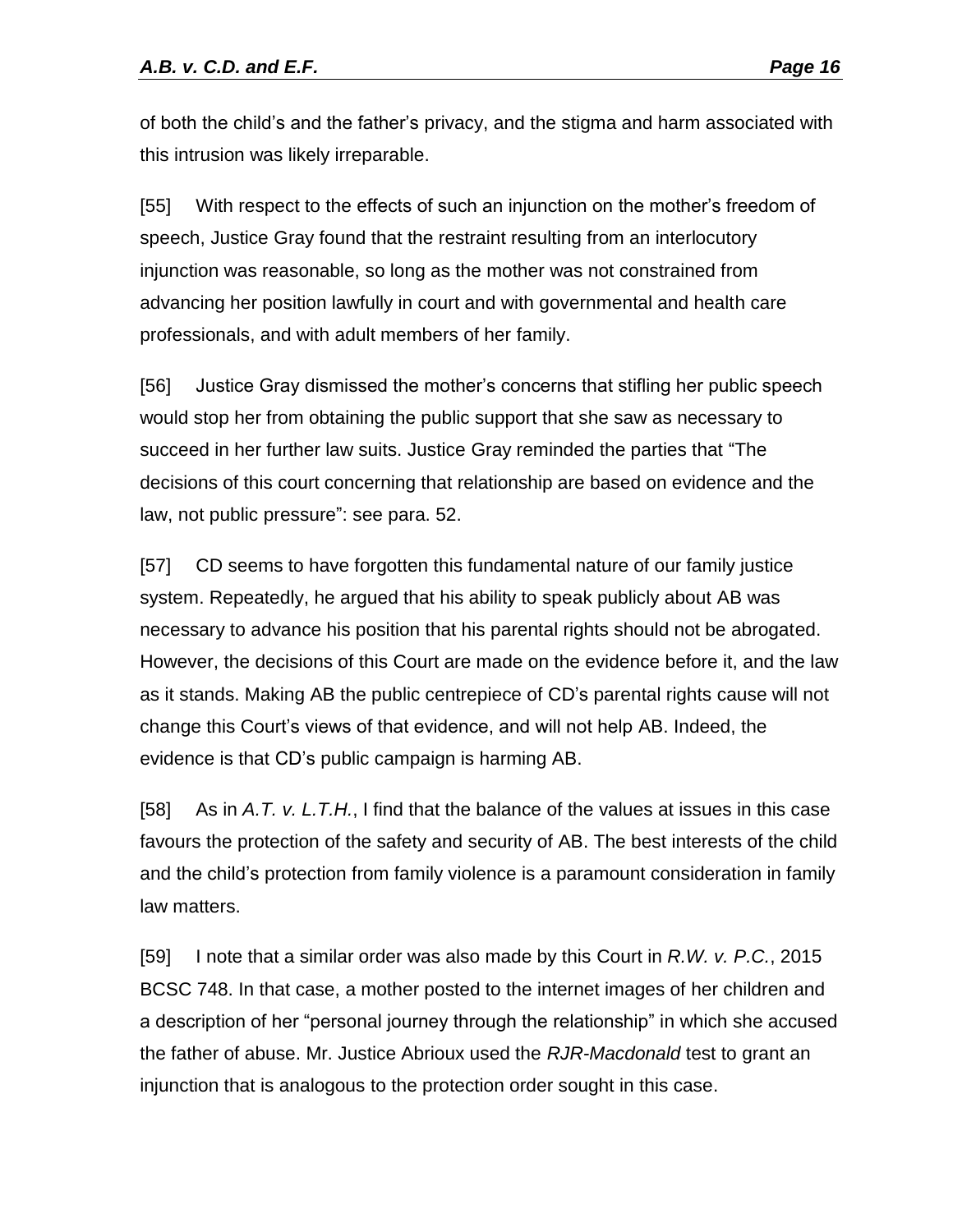of both the child's and the father's privacy, and the stigma and harm associated with this intrusion was likely irreparable.

[55] With respect to the effects of such an injunction on the mother's freedom of speech, Justice Gray found that the restraint resulting from an interlocutory injunction was reasonable, so long as the mother was not constrained from advancing her position lawfully in court and with governmental and health care professionals, and with adult members of her family.

[56] Justice Gray dismissed the mother's concerns that stifling her public speech would stop her from obtaining the public support that she saw as necessary to succeed in her further law suits. Justice Gray reminded the parties that "The decisions of this court concerning that relationship are based on evidence and the law, not public pressure": see para. 52.

[57] CD seems to have forgotten this fundamental nature of our family justice system. Repeatedly, he argued that his ability to speak publicly about AB was necessary to advance his position that his parental rights should not be abrogated. However, the decisions of this Court are made on the evidence before it, and the law as it stands. Making AB the public centrepiece of CD's parental rights cause will not change this Court's views of that evidence, and will not help AB. Indeed, the evidence is that CD's public campaign is harming AB.

[58] As in *A.T. v. L.T.H.*, I find that the balance of the values at issues in this case favours the protection of the safety and security of AB. The best interests of the child and the child's protection from family violence is a paramount consideration in family law matters.

[59] I note that a similar order was also made by this Court in *R.W. v. P.C.*, 2015 BCSC 748. In that case, a mother posted to the internet images of her children and a description of her "personal journey through the relationship" in which she accused the father of abuse. Mr. Justice Abrioux used the *RJR-Macdonald* test to grant an injunction that is analogous to the protection order sought in this case.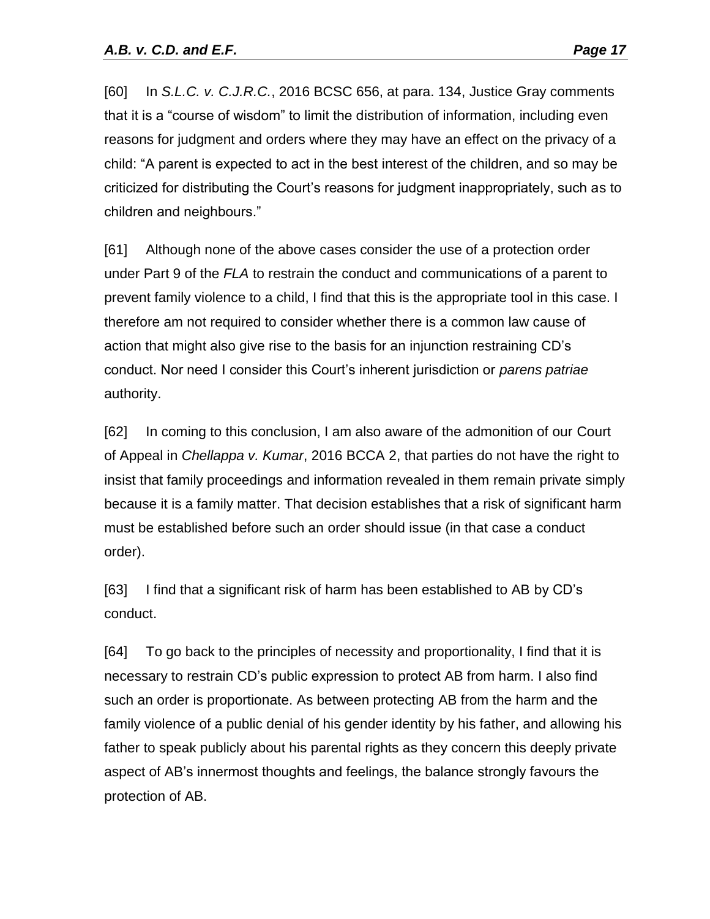[60] In *S.L.C. v. C.J.R.C.*, 2016 BCSC 656, at para. 134, Justice Gray comments that it is a "course of wisdom" to limit the distribution of information, including even reasons for judgment and orders where they may have an effect on the privacy of a child: "A parent is expected to act in the best interest of the children, and so may be criticized for distributing the Court's reasons for judgment inappropriately, such as to children and neighbours."

[61] Although none of the above cases consider the use of a protection order under Part 9 of the *FLA* to restrain the conduct and communications of a parent to prevent family violence to a child, I find that this is the appropriate tool in this case. I therefore am not required to consider whether there is a common law cause of action that might also give rise to the basis for an injunction restraining CD's conduct. Nor need I consider this Court's inherent jurisdiction or *parens patriae* authority.

[62] In coming to this conclusion, I am also aware of the admonition of our Court of Appeal in *Chellappa v. Kumar*, 2016 BCCA 2, that parties do not have the right to insist that family proceedings and information revealed in them remain private simply because it is a family matter. That decision establishes that a risk of significant harm must be established before such an order should issue (in that case a conduct order).

[63] I find that a significant risk of harm has been established to AB by CD's conduct.

[64] To go back to the principles of necessity and proportionality, I find that it is necessary to restrain CD's public expression to protect AB from harm. I also find such an order is proportionate. As between protecting AB from the harm and the family violence of a public denial of his gender identity by his father, and allowing his father to speak publicly about his parental rights as they concern this deeply private aspect of AB's innermost thoughts and feelings, the balance strongly favours the protection of AB.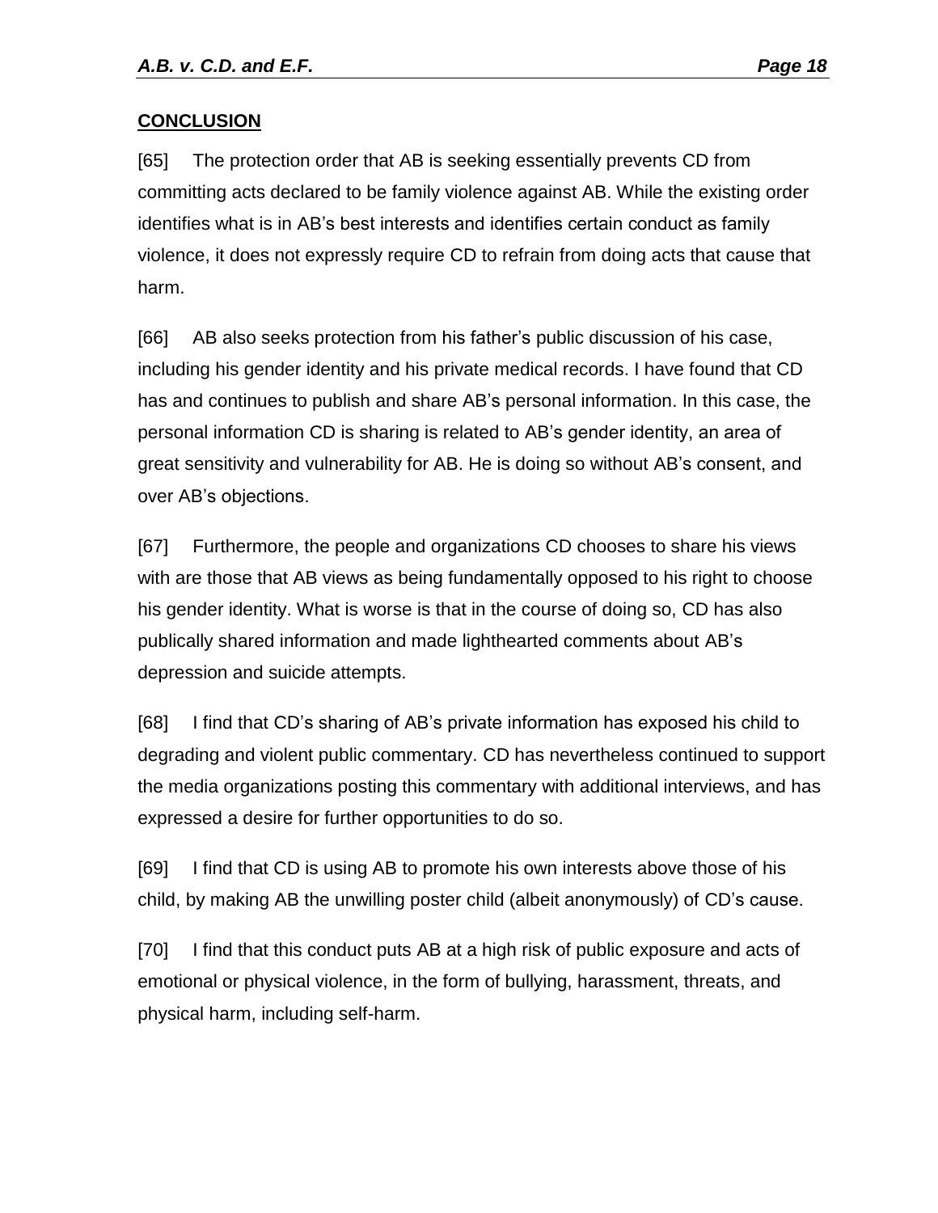## CONCLUSION

[65] The protection order that AB is seeking essentially prevents CD from committing acts declared to be family violence against AB. While the existing order identifies what is in AB's best interests and identifies certain conduct as family violence, it does not expressly require CD to refrain from doing acts that cause that harm.

[66] AB also seeks protection from his father's public discussion of his case, including his gender identity and his private medical records. I have found that CD has and continues to publish and share AB's personal information. In this case, the personal information CD is sharing is related to AB's gender identity, an area of great sensitivity and vulnerability for AB. He is doing so without AB's consent, and over AB's objections.

[67] Furthermore, the people and organizations CD chooses to share his views with are those that AB views as being fundamentally opposed to his right to choose his gender identity. What is worse is that in the course of doing so, CD has also publically shared information and made lighthearted comments about AB's depression and suicide attempts.

[68] I find that CD's sharing of AB's private information has exposed his child to degrading and violent public commentary. CD has nevertheless continued to support the media organizations posting this commentary with additional interviews, and has expressed a desire for further opportunities to do so.

[69] I find that CD is using AB to promote his own interests above those of his child, by making AB the unwilling poster child (albeit anonymously) of CD's cause.

[70] I find that this conduct puts AB at a high risk of public exposure and acts of emotional or physical violence, in the form of bullying, harassment, threats, and physical harm, including self-harm.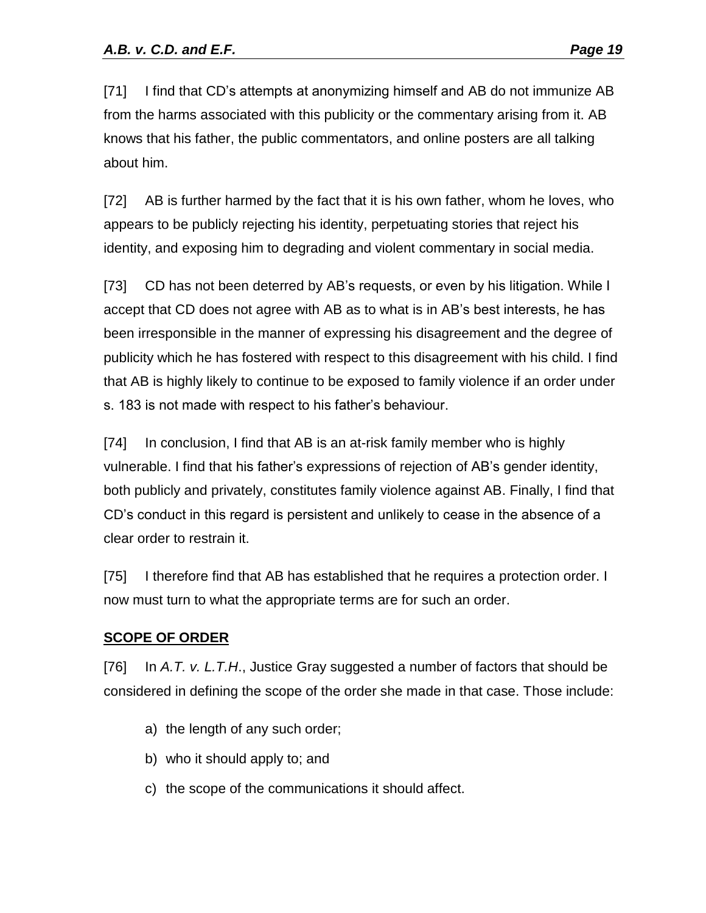[71] I find that CD's attempts at anonymizing himself and AB do not immunize AB from the harms associated with this publicity or the commentary arising from it. AB knows that his father, the public commentators, and online posters are all talking about him.

[72] AB is further harmed by the fact that it is his own father, whom he loves, who appears to be publicly rejecting his identity, perpetuating stories that reject his identity, and exposing him to degrading and violent commentary in social media.

[73] CD has not been deterred by AB's requests, or even by his litigation. While I accept that CD does not agree with AB as to what is in AB's best interests, he has been irresponsible in the manner of expressing his disagreement and the degree of publicity which he has fostered with respect to this disagreement with his child. I find that AB is highly likely to continue to be exposed to family violence if an order under s. 183 is not made with respect to his father's behaviour.

[74] In conclusion, I find that AB is an at-risk family member who is highly vulnerable. I find that his father's expressions of rejection of AB's gender identity, both publicly and privately, constitutes family violence against AB. Finally, I find that CD's conduct in this regard is persistent and unlikely to cease in the absence of a clear order to restrain it.

[75] I therefore find that AB has established that he requires a protection order. I now must turn to what the appropriate terms are for such an order.

## SCOPE OF ORDER

[76] In *A.T. v. L.T.H*., Justice Gray suggested a number of factors that should be considered in defining the scope of the order she made in that case. Those include:

a) the length of any such order;

b) who it should apply to; and

c) the scope of the communications it should affect.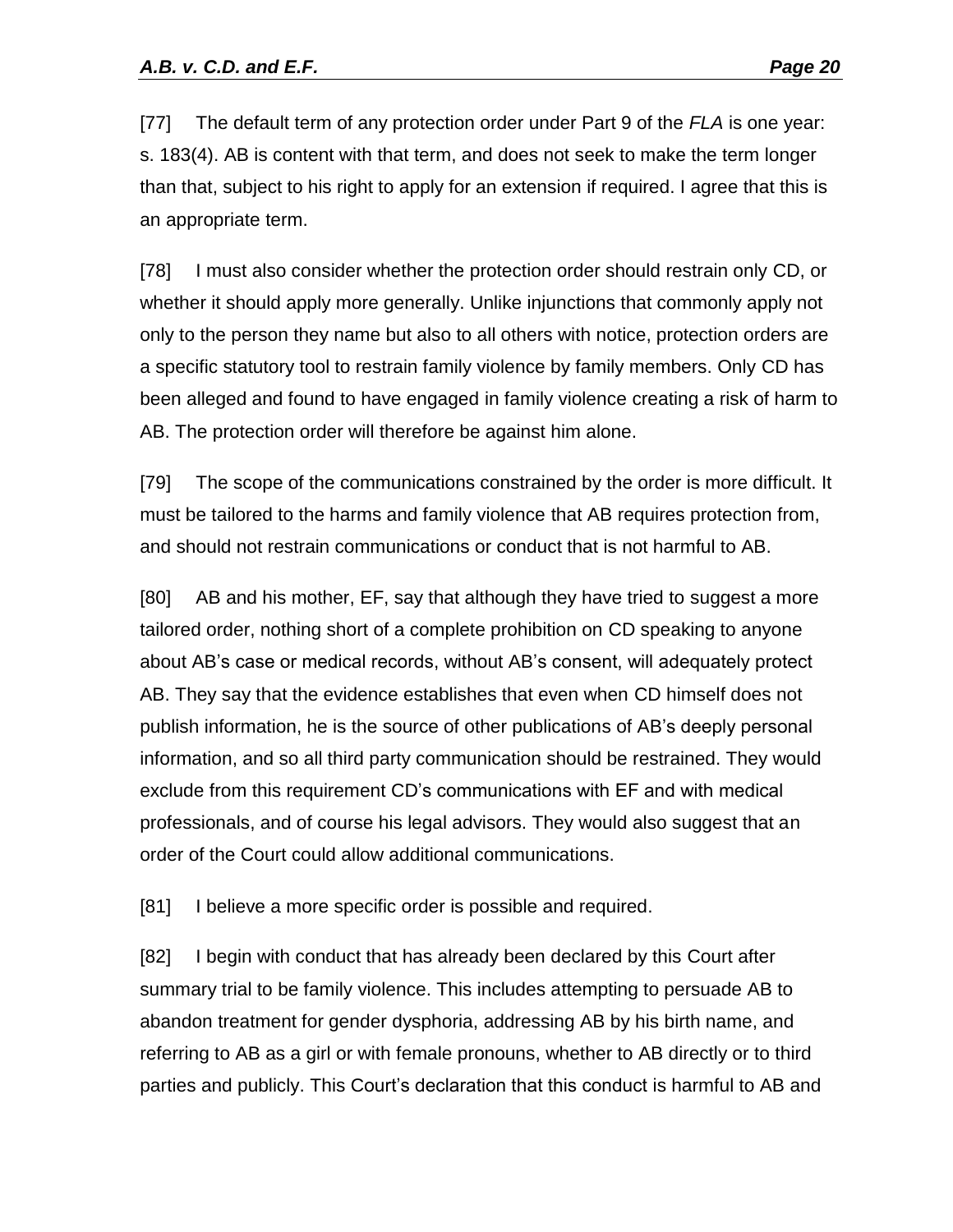[77] The default term of any protection order under Part 9 of the *FLA* is one year: s. 183(4). AB is content with that term, and does not seek to make the term longer than that, subject to his right to apply for an extension if required. I agree that this is an appropriate term.

[78] I must also consider whether the protection order should restrain only CD, or whether it should apply more generally. Unlike injunctions that commonly apply not only to the person they name but also to all others with notice, protection orders are a specific statutory tool to restrain family violence by family members. Only CD has been alleged and found to have engaged in family violence creating a risk of harm to AB. The protection order will therefore be against him alone.

[79] The scope of the communications constrained by the order is more difficult. It must be tailored to the harms and family violence that AB requires protection from, and should not restrain communications or conduct that is not harmful to AB.

[80] AB and his mother, EF, say that although they have tried to suggest a more tailored order, nothing short of a complete prohibition on CD speaking to anyone about AB's case or medical records, without AB's consent, will adequately protect AB. They say that the evidence establishes that even when CD himself does not publish information, he is the source of other publications of AB's deeply personal information, and so all third party communication should be restrained. They would exclude from this requirement CD's communications with EF and with medical professionals, and of course his legal advisors. They would also suggest that an order of the Court could allow additional communications.

[81] I believe a more specific order is possible and required.

[82] I begin with conduct that has already been declared by this Court after summary trial to be family violence. This includes attempting to persuade AB to abandon treatment for gender dysphoria, addressing AB by his birth name, and referring to AB as a girl or with female pronouns, whether to AB directly or to third parties and publicly. This Court's declaration that this conduct is harmful to AB and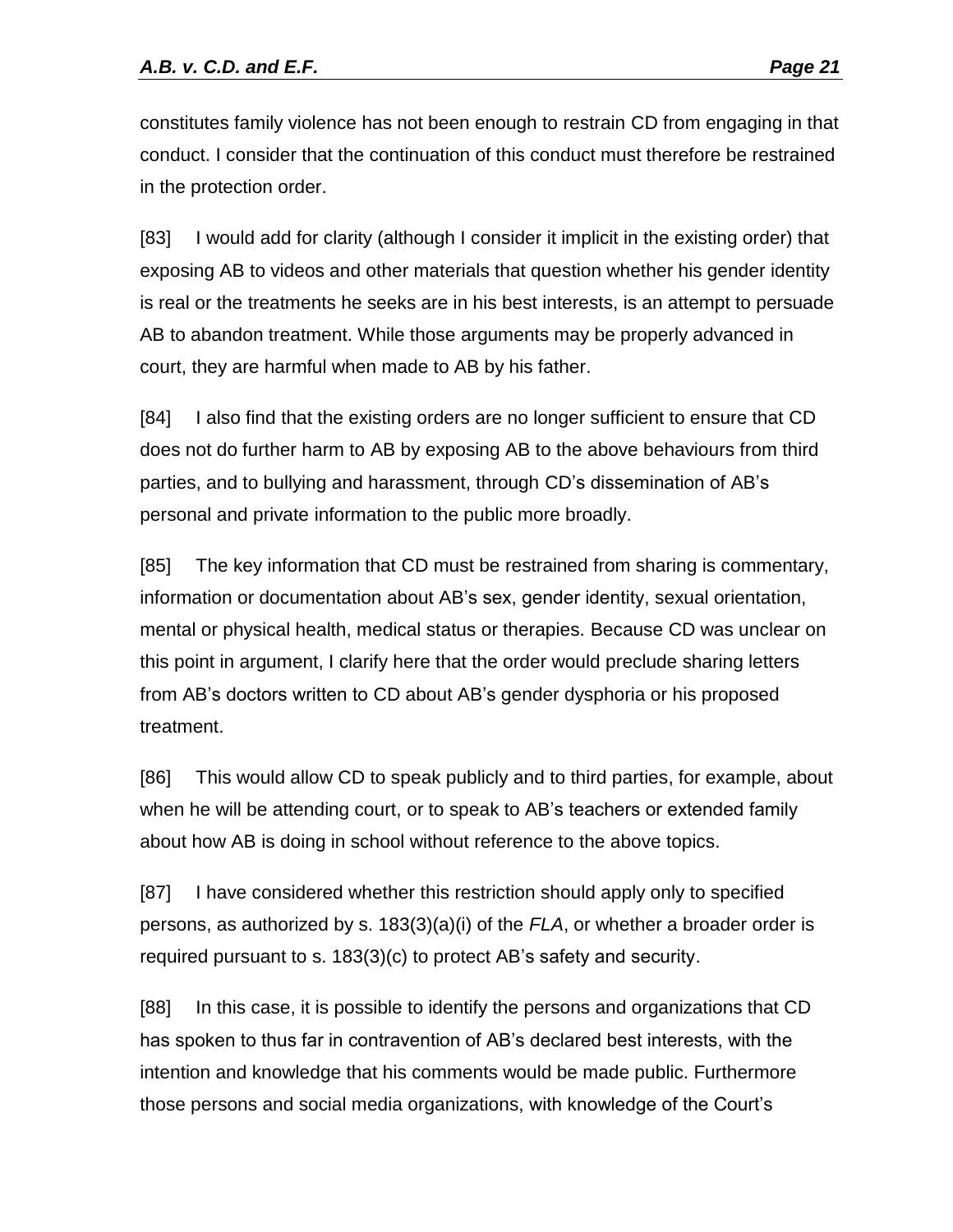constitutes family violence has not been enough to restrain CD from engaging in that conduct. I consider that the continuation of this conduct must therefore be restrained in the protection order.

[83] I would add for clarity (although I consider it implicit in the existing order) that exposing AB to videos and other materials that question whether his gender identity is real or the treatments he seeks are in his best interests, is an attempt to persuade AB to abandon treatment. While those arguments may be properly advanced in court, they are harmful when made to AB by his father.

[84] I also find that the existing orders are no longer sufficient to ensure that CD does not do further harm to AB by exposing AB to the above behaviours from third parties, and to bullying and harassment, through CD's dissemination of AB's personal and private information to the public more broadly.

[85] The key information that CD must be restrained from sharing is commentary, information or documentation about AB's sex, gender identity, sexual orientation, mental or physical health, medical status or therapies. Because CD was unclear on this point in argument, I clarify here that the order would preclude sharing letters from AB's doctors written to CD about AB's gender dysphoria or his proposed treatment.

[86] This would allow CD to speak publicly and to third parties, for example, about when he will be attending court, or to speak to AB's teachers or extended family about how AB is doing in school without reference to the above topics.

[87] I have considered whether this restriction should apply only to specified persons, as authorized by s. 183(3)(a)(i) of the *FLA*, or whether a broader order is required pursuant to s. 183(3)(c) to protect AB's safety and security.

[88] In this case, it is possible to identify the persons and organizations that CD has spoken to thus far in contravention of AB's declared best interests, with the intention and knowledge that his comments would be made public. Furthermore those persons and social media organizations, with knowledge of the Court's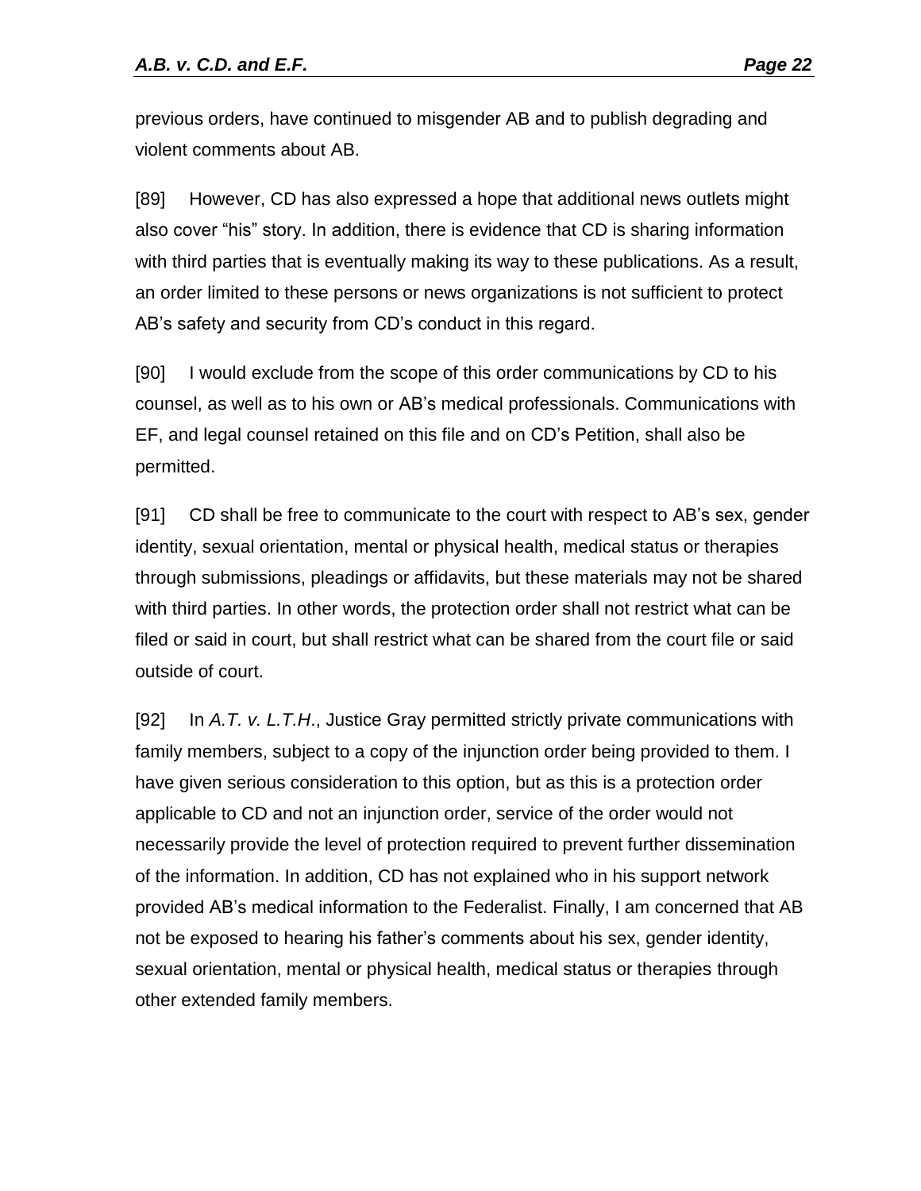previous orders, have continued to misgender AB and to publish degrading and violent comments about AB.

[89] However, CD has also expressed a hope that additional news outlets might also cover "his" story. In addition, there is evidence that CD is sharing information with third parties that is eventually making its way to these publications. As a result, an order limited to these persons or news organizations is not sufficient to protect AB's safety and security from CD's conduct in this regard.

[90] I would exclude from the scope of this order communications by CD to his counsel, as well as to his own or AB's medical professionals. Communications with EF, and legal counsel retained on this file and on CD's Petition, shall also be permitted.

[91] CD shall be free to communicate to the court with respect to AB's sex, gender identity, sexual orientation, mental or physical health, medical status or therapies through submissions, pleadings or affidavits, but these materials may not be shared with third parties. In other words, the protection order shall not restrict what can be filed or said in court, but shall restrict what can be shared from the court file or said outside of court.

[92] In *A.T. v. L.T.H*., Justice Gray permitted strictly private communications with family members, subject to a copy of the injunction order being provided to them. I have given serious consideration to this option, but as this is a protection order applicable to CD and not an injunction order, service of the order would not necessarily provide the level of protection required to prevent further dissemination of the information. In addition, CD has not explained who in his support network provided AB's medical information to the Federalist. Finally, I am concerned that AB not be exposed to hearing his father's comments about his sex, gender identity, sexual orientation, mental or physical health, medical status or therapies through other extended family members.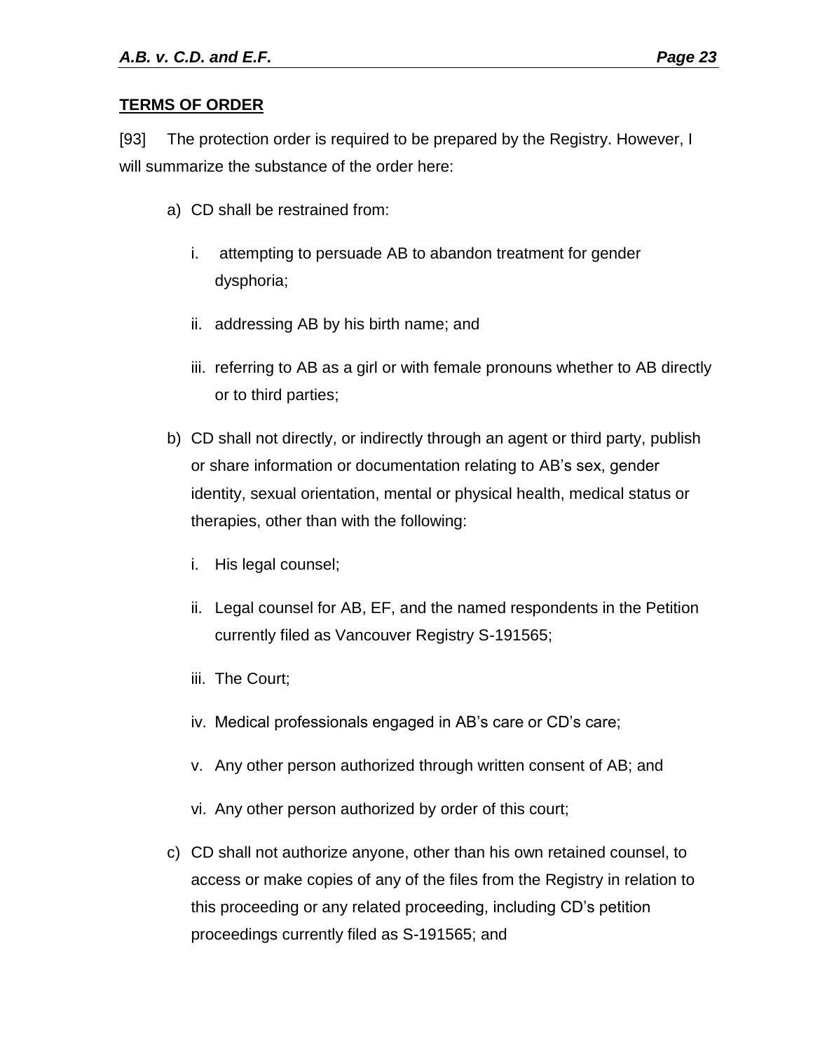**TERMS OF ORDER**

[93] The protection order is required to be prepared by the Registry. However, I will summarize the substance of the order here:

a) CD shall be restrained from:

   i. attempting to persuade AB to abandon treatment for gender dysphoria;

   ii. addressing AB by his birth name; and

   iii. referring to AB as a girl or with female pronouns whether to AB directly or to third parties;

b) CD shall not directly, or indirectly through an agent or third party, publish or share information or documentation relating to AB's sex, gender identity, sexual orientation, mental or physical health, medical status or therapies, other than with the following:

   i. His legal counsel;

   ii. Legal counsel for AB, EF, and the named respondents in the Petition currently filed as Vancouver Registry S-191565;

   iii. The Court;

   iv. Medical professionals engaged in AB's care or CD's care;

   v. Any other person authorized through written consent of AB; and

   vi. Any other person authorized by order of this court;

c) CD shall not authorize anyone, other than his own retained counsel, to access or make copies of any of the files from the Registry in relation to this proceeding or any related proceeding, including CD's petition proceedings currently filed as S-191565; and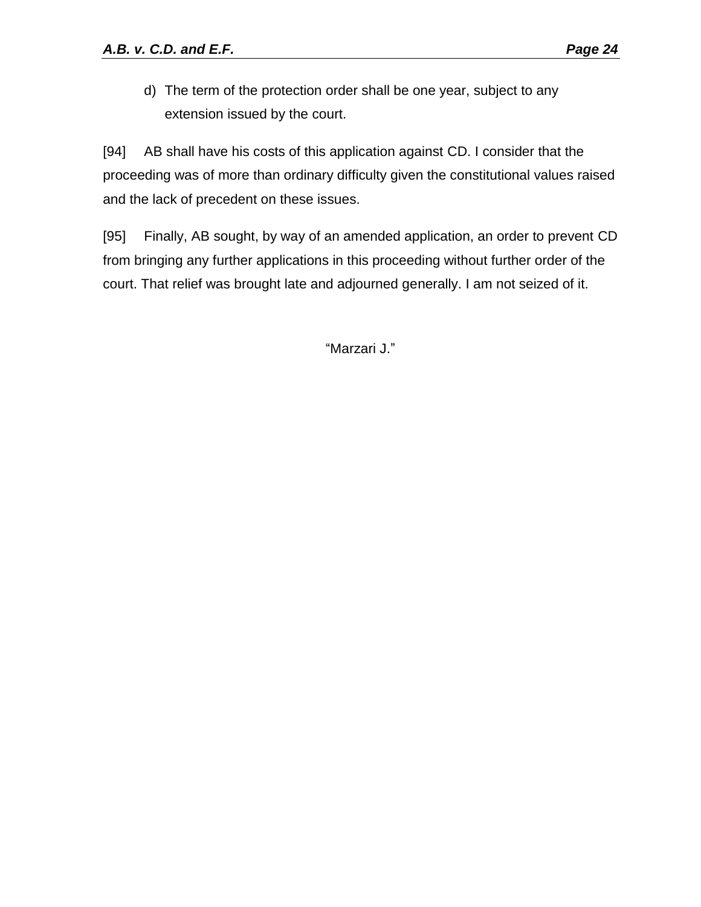d) The term of the protection order shall be one year, subject to any extension issued by the court.

[94] AB shall have his costs of this application against CD. I consider that the proceeding was of more than ordinary difficulty given the constitutional values raised and the lack of precedent on these issues.

[95] Finally, AB sought, by way of an amended application, an order to prevent CD from bringing any further applications in this proceeding without further order of the court. That relief was brought late and adjourned generally. I am not seized of it.

“Marzari J.”